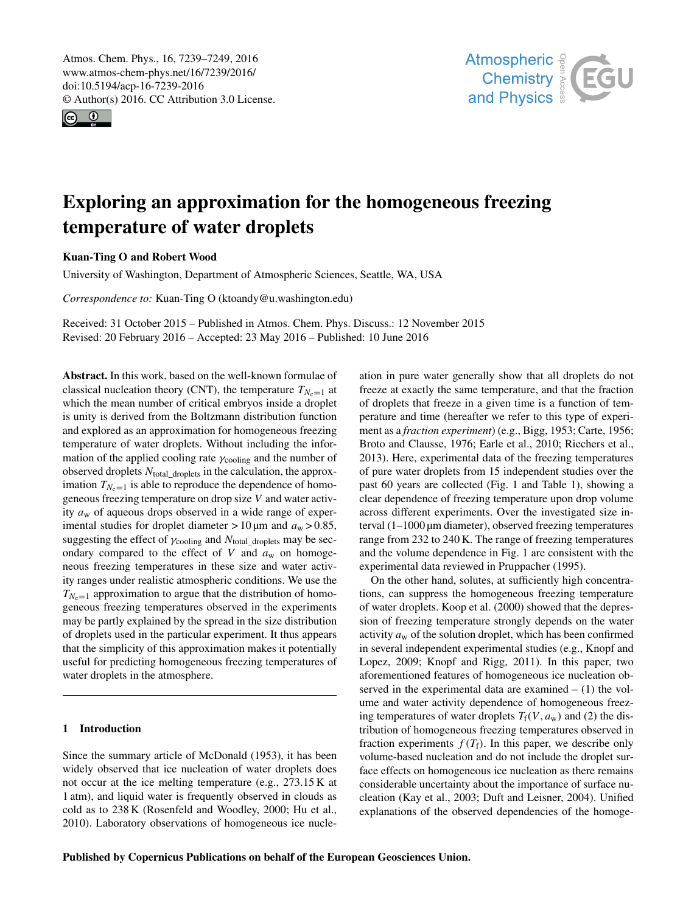# Exploring an approximation for the homogeneous freezing temperature of water droplets

**Kuan-Ting O and Robert Wood**

University of Washington, Department of Atmospheric Sciences, Seattle, WA, USA

*Correspondence to:* Kuan-Ting O (ktoandy@u.washington.edu)

Received: 31 October 2015 – Published in Atmos. Chem. Phys. Discuss.: 12 November 2015
Revised: 20 February 2016 – Accepted: 23 May 2016 – Published: 10 June 2016

**Abstract.** In this work, based on the well-known formulae of classical nucleation theory (CNT), the temperature $T_{N_c=1}$ at which the mean number of critical embryos inside a droplet is unity is derived from the Boltzmann distribution function and explored as an approximation for homogeneous freezing temperature of water droplets. Without including the information of the applied cooling rate $\gamma_{\text{cooling}}$ and the number of observed droplets $N_{\text{total\_droplets}}$ in the calculation, the approximation $T_{N_c=1}$ is able to reproduce the dependence of homogeneous freezing temperature on drop size $V$ and water activity $a_w$ of aqueous drops observed in a wide range of experimental studies for droplet diameter $> 10\,\mu$m and $a_w > 0.85$, suggesting the effect of $\gamma_{\text{cooling}}$ and $N_{\text{total\_droplets}}$ may be secondary compared to the effect of $V$ and $a_w$ on homogeneous freezing temperatures in these size and water activity ranges under realistic atmospheric conditions. We use the $T_{N_c=1}$ approximation to argue that the distribution of homogeneous freezing temperatures observed in the experiments may be partly explained by the spread in the size distribution of droplets used in the particular experiment. It thus appears that the simplicity of this approximation makes it potentially useful for predicting homogeneous freezing temperatures of water droplets in the atmosphere.

## 1 Introduction

Since the summary article of McDonald (1953), it has been widely observed that ice nucleation of water droplets does not occur at the ice melting temperature (e.g., 273.15 K at 1 atm), and liquid water is frequently observed in clouds as cold as to 238 K (Rosenfeld and Woodley, 2000; Hu et al., 2010). Laboratory observations of homogeneous ice nucleation in pure water generally show that all droplets do not freeze at exactly the same temperature, and that the fraction of droplets that freeze in a given time is a function of temperature and time (hereafter we refer to this type of experiment as a *fraction experiment*) (e.g., Bigg, 1953; Carte, 1956; Broto and Clausse, 1976; Earle et al., 2010; Riechers et al., 2013). Here, experimental data of the freezing temperatures of pure water droplets from 15 independent studies over the past 60 years are collected (Fig. 1 and Table 1), showing a clear dependence of freezing temperature upon drop volume across different experiments. Over the investigated size interval (1–1000 μm diameter), observed freezing temperatures range from 232 to 240 K. The range of freezing temperatures and the volume dependence in Fig. 1 are consistent with the experimental data reviewed in Pruppacher (1995).

On the other hand, solutes, at sufficiently high concentrations, can suppress the homogeneous freezing temperature of water droplets. Koop et al. (2000) showed that the depression of freezing temperature strongly depends on the water activity $a_w$ of the solution droplet, which has been confirmed in several independent experimental studies (e.g., Knopf and Lopez, 2009; Knopf and Rigg, 2011). In this paper, two aforementioned features of homogeneous ice nucleation observed in the experimental data are examined – (1) the volume and water activity dependence of homogeneous freezing temperatures of water droplets $T_f(V, a_w)$ and (2) the distribution of homogeneous freezing temperatures observed in fraction experiments $f(T_f)$. In this paper, we describe only volume-based nucleation and do not include the droplet surface effects on homogeneous ice nucleation as there remains considerable uncertainty about the importance of surface nucleation (Kay et al., 2003; Duft and Leisner, 2004). Unified explanations of the observed dependencies of the homoge-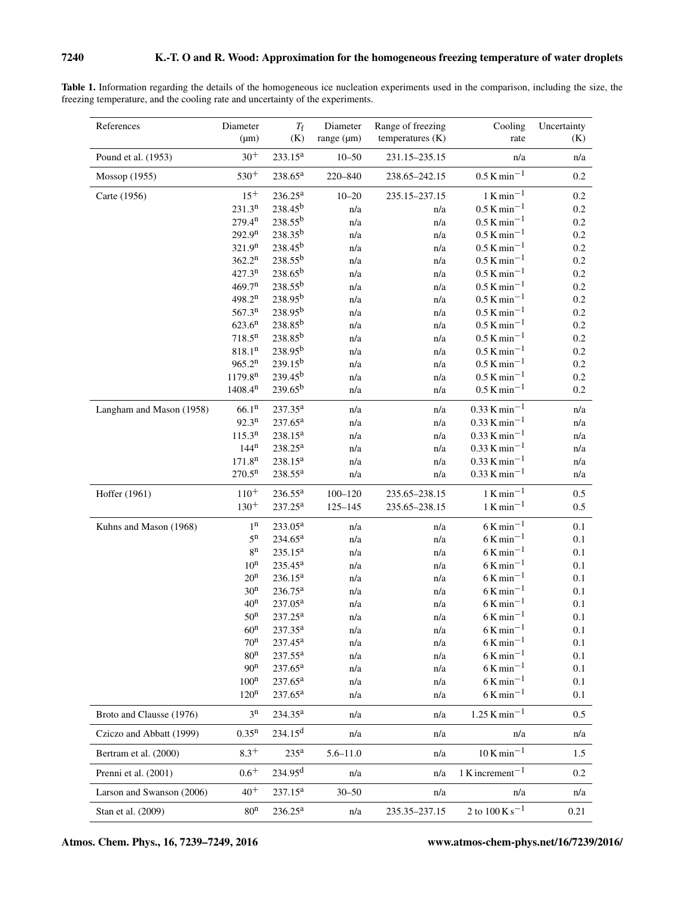**Table 1.** Information regarding the details of the homogeneous ice nucleation experiments used in the comparison, including the size, the freezing temperature, and the cooling rate and uncertainty of the experiments.

| References | Diameter (μm) | $T_f$ (K) | Diameter range (μm) | Range of freezing temperatures (K) | Cooling rate | Uncertainty (K) |
|---|---|---|---|---|---|---|
| Pound et al. (1953) | $30^{+}$ | $233.15^{a}$ | 10–50 | 231.15–235.15 | n/a | n/a |
| Mossop (1955) | $530^{+}$ | $238.65^{a}$ | 220–840 | 238.65–242.15 | $0.5\,K\,min^{-1}$ | 0.2 |
| Carte (1956) | $15^{+}$ | $236.25^{a}$ | 10–20 | 235.15–237.15 | $1\,K\,min^{-1}$ | 0.2 |
| | $231.3^{n}$ | $238.45^{b}$ | n/a | n/a | $0.5\,K\,min^{-1}$ | 0.2 |
| | $279.4^{n}$ | $238.55^{b}$ | n/a | n/a | $0.5\,K\,min^{-1}$ | 0.2 |
| | $292.9^{n}$ | $238.35^{b}$ | n/a | n/a | $0.5\,K\,min^{-1}$ | 0.2 |
| | $321.9^{n}$ | $238.45^{b}$ | n/a | n/a | $0.5\,K\,min^{-1}$ | 0.2 |
| | $362.2^{n}$ | $238.55^{b}$ | n/a | n/a | $0.5\,K\,min^{-1}$ | 0.2 |
| | $427.3^{n}$ | $238.65^{b}$ | n/a | n/a | $0.5\,K\,min^{-1}$ | 0.2 |
| | $469.7^{n}$ | $238.55^{b}$ | n/a | n/a | $0.5\,K\,min^{-1}$ | 0.2 |
| | $498.2^{n}$ | $238.95^{b}$ | n/a | n/a | $0.5\,K\,min^{-1}$ | 0.2 |
| | $567.3^{n}$ | $238.95^{b}$ | n/a | n/a | $0.5\,K\,min^{-1}$ | 0.2 |
| | $623.6^{n}$ | $238.85^{b}$ | n/a | n/a | $0.5\,K\,min^{-1}$ | 0.2 |
| | $718.5^{n}$ | $238.85^{b}$ | n/a | n/a | $0.5\,K\,min^{-1}$ | 0.2 |
| | $818.1^{n}$ | $238.95^{b}$ | n/a | n/a | $0.5\,K\,min^{-1}$ | 0.2 |
| | $965.2^{n}$ | $239.15^{b}$ | n/a | n/a | $0.5\,K\,min^{-1}$ | 0.2 |
| | $1179.8^{n}$ | $239.45^{b}$ | n/a | n/a | $0.5\,K\,min^{-1}$ | 0.2 |
| | $1408.4^{n}$ | $239.65^{b}$ | n/a | n/a | $0.5\,K\,min^{-1}$ | 0.2 |
| Langham and Mason (1958) | $66.1^{n}$ | $237.35^{a}$ | n/a | n/a | $0.33\,K\,min^{-1}$ | n/a |
| | $92.3^{n}$ | $237.65^{a}$ | n/a | n/a | $0.33\,K\,min^{-1}$ | n/a |
| | $115.3^{n}$ | $238.15^{a}$ | n/a | n/a | $0.33\,K\,min^{-1}$ | n/a |
| | $144^{n}$ | $238.25^{a}$ | n/a | n/a | $0.33\,K\,min^{-1}$ | n/a |
| | $171.8^{n}$ | $238.15^{a}$ | n/a | n/a | $0.33\,K\,min^{-1}$ | n/a |
| | $270.5^{n}$ | $238.55^{a}$ | n/a | n/a | $0.33\,K\,min^{-1}$ | n/a |
| Hoffer (1961) | $110^{+}$ | $236.55^{a}$ | 100–120 | 235.65–238.15 | $1\,K\,min^{-1}$ | 0.5 |
| | $130^{+}$ | $237.25^{a}$ | 125–145 | 235.65–238.15 | $1\,K\,min^{-1}$ | 0.5 |
| Kuhns and Mason (1968) | $1^{n}$ | $233.05^{a}$ | n/a | n/a | $6\,K\,min^{-1}$ | 0.1 |
| | $5^{n}$ | $234.65^{a}$ | n/a | n/a | $6\,K\,min^{-1}$ | 0.1 |
| | $8^{n}$ | $235.15^{a}$ | n/a | n/a | $6\,K\,min^{-1}$ | 0.1 |
| | $10^{n}$ | $235.45^{a}$ | n/a | n/a | $6\,K\,min^{-1}$ | 0.1 |
| | $20^{n}$ | $236.15^{a}$ | n/a | n/a | $6\,K\,min^{-1}$ | 0.1 |
| | $30^{n}$ | $236.75^{a}$ | n/a | n/a | $6\,K\,min^{-1}$ | 0.1 |
| | $40^{n}$ | $237.05^{a}$ | n/a | n/a | $6\,K\,min^{-1}$ | 0.1 |
| | $50^{n}$ | $237.25^{a}$ | n/a | n/a | $6\,K\,min^{-1}$ | 0.1 |
| | $60^{n}$ | $237.35^{a}$ | n/a | n/a | $6\,K\,min^{-1}$ | 0.1 |
| | $70^{n}$ | $237.45^{a}$ | n/a | n/a | $6\,K\,min^{-1}$ | 0.1 |
| | $80^{n}$ | $237.55^{a}$ | n/a | n/a | $6\,K\,min^{-1}$ | 0.1 |
| | $90^{n}$ | $237.65^{a}$ | n/a | n/a | $6\,K\,min^{-1}$ | 0.1 |
| | $100^{n}$ | $237.65^{a}$ | n/a | n/a | $6\,K\,min^{-1}$ | 0.1 |
| | $120^{n}$ | $237.65^{a}$ | n/a | n/a | $6\,K\,min^{-1}$ | 0.1 |
| Broto and Clausse (1976) | $3^{n}$ | $234.35^{a}$ | n/a | n/a | $1.25\,K\,min^{-1}$ | 0.5 |
| Cziczo and Abbatt (1999) | $0.35^{n}$ | $234.15^{d}$ | n/a | n/a | n/a | n/a |
| Bertram et al. (2000) | $8.3^{+}$ | $235^{a}$ | 5.6–11.0 | n/a | $10\,K\,min^{-1}$ | 1.5 |
| Prenni et al. (2001) | $0.6^{+}$ | $234.95^{d}$ | n/a | n/a | $1\,K\,increment^{-1}$ | 0.2 |
| Larson and Swanson (2006) | $40^{+}$ | $237.15^{a}$ | 30–50 | n/a | n/a | n/a |
| Stan et al. (2009) | $80^{n}$ | $236.25^{a}$ | n/a | 235.35–237.15 | 2 to $100\,K\,s^{-1}$ | 0.21 |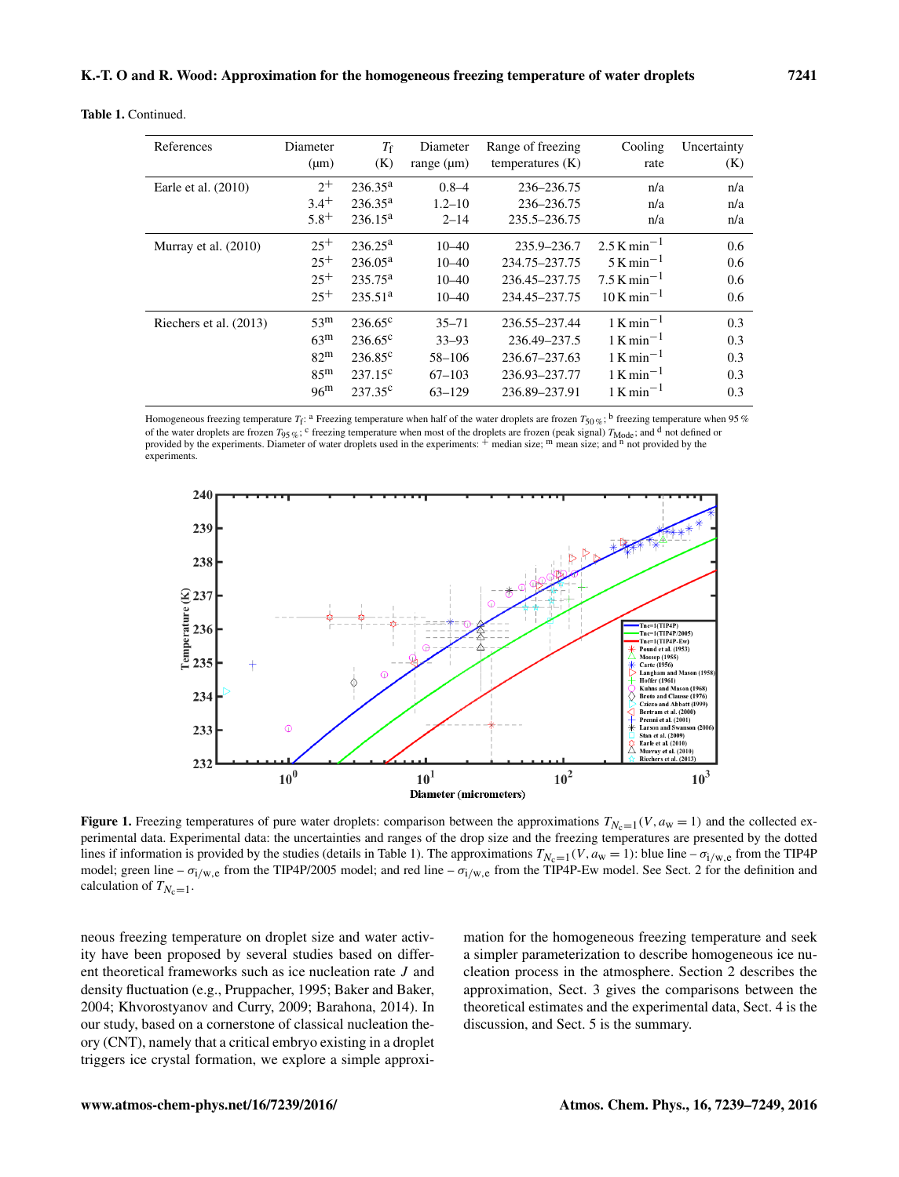**Table 1.** Continued.

| References | Diameter (µm) | $T_f$ (K) | Diameter range (µm) | Range of freezing temperatures (K) | Cooling rate | Uncertainty (K) |
|---|---|---|---|---|---|---|
| Earle et al. (2010) | 2[+] | 236.35[a] | 0.8–4 | 236–236.75 | n/a | n/a |
| | 3.4[+] | 236.35[a] | 1.2–10 | 236–236.75 | n/a | n/a |
| | 5.8[+] | 236.15[a] | 2–14 | 235.5–236.75 | n/a | n/a |
| Murray et al. (2010) | 25[+] | 236.25[a] | 10–40 | 235.9–236.7 | 2.5 K min$^{-1}$ | 0.6 |
| | 25[+] | 236.05[a] | 10–40 | 234.75–237.75 | 5 K min$^{-1}$ | 0.6 |
| | 25[+] | 235.75[a] | 10–40 | 236.45–237.75 | 7.5 K min$^{-1}$ | 0.6 |
| | 25[+] | 235.51[a] | 10–40 | 234.45–237.75 | 10 K min$^{-1}$ | 0.6 |
| Riechers et al. (2013) | 53[m] | 236.65[c] | 35–71 | 236.55–237.44 | 1 K min$^{-1}$ | 0.3 |
| | 63[m] | 236.65[c] | 33–93 | 236.49–237.5 | 1 K min$^{-1}$ | 0.3 |
| | 82[m] | 236.85[c] | 58–106 | 236.67–237.63 | 1 K min$^{-1}$ | 0.3 |
| | 85[m] | 237.15[c] | 67–103 | 236.93–237.77 | 1 K min$^{-1}$ | 0.3 |
| | 96[m] | 237.35[c] | 63–129 | 236.89–237.91 | 1 K min$^{-1}$ | 0.3 |

Homogeneous freezing temperature $T_f$: [a] Freezing temperature when half of the water droplets are frozen $T_{50\,\%}$; [b] freezing temperature when 95 % of the water droplets are frozen $T_{95\,\%}$; [c] freezing temperature when most of the droplets are frozen (peak signal) $T_{\mathrm{Mode}}$; and [d] not defined or provided by the experiments. Diameter of water droplets used in the experiments: [+] median size; [m] mean size; and [n] not provided by the experiments.

**Figure 1.** Freezing temperatures of pure water droplets: comparison between the approximations $T_{N_c=1}(V, a_w = 1)$ and the collected experimental data. Experimental data: the uncertainties and ranges of the drop size and the freezing temperatures are presented by the dotted lines if information is provided by the studies (details in Table 1). The approximations $T_{N_c=1}(V, a_w = 1)$: blue line – $\sigma_{i/w,e}$ from the TIP4P model; green line – $\sigma_{i/w,e}$ from the TIP4P/2005 model; and red line – $\sigma_{i/w,e}$ from the TIP4P-Ew model. See Sect. 2 for the definition and calculation of $T_{N_c=1}$.

neous freezing temperature on droplet size and water activity have been proposed by several studies based on different theoretical frameworks such as ice nucleation rate $J$ and density fluctuation (e.g., Pruppacher, 1995; Baker and Baker, 2004; Khvorostyanov and Curry, 2009; Barahona, 2014). In our study, based on a cornerstone of classical nucleation theory (CNT), namely that a critical embryo existing in a droplet triggers ice crystal formation, we explore a simple approximation for the homogeneous freezing temperature and seek a simpler parameterization to describe homogeneous ice nucleation process in the atmosphere. Section 2 describes the approximation, Sect. 3 gives the comparisons between the theoretical estimates and the experimental data, Sect. 4 is the discussion, and Sect. 5 is the summary.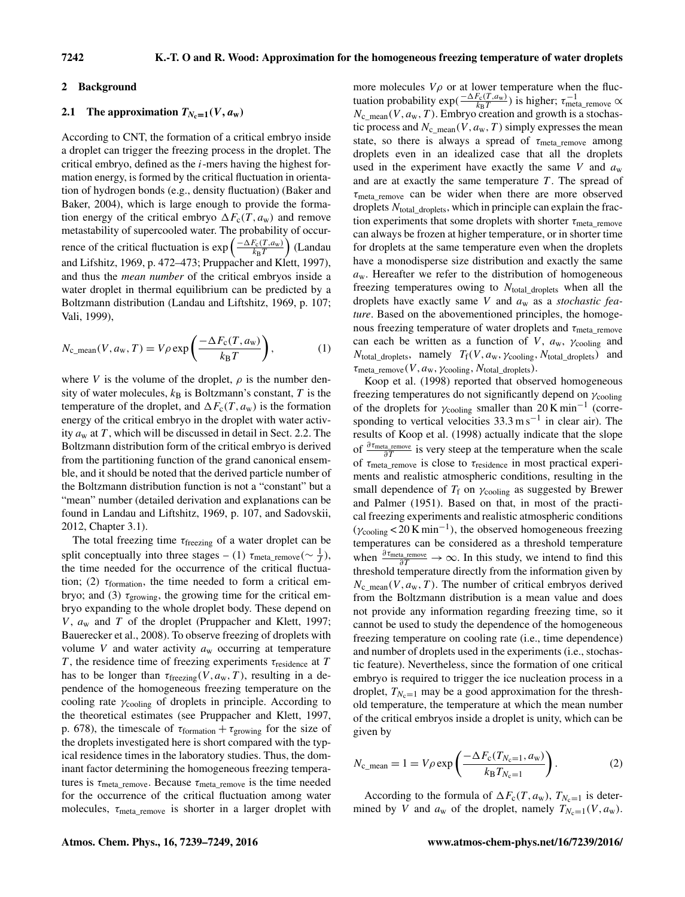## 2 Background

### 2.1 The approximation $T_{N_c=1}(V, a_w)$

According to CNT, the formation of a critical embryo inside a droplet can trigger the freezing process in the droplet. The critical embryo, defined as the $i$-mers having the highest formation energy, is formed by the critical fluctuation in orientation of hydrogen bonds (e.g., density fluctuation) (Baker and Baker, 2004), which is large enough to provide the formation energy of the critical embryo $\Delta F_c(T, a_w)$ and remove metastability of supercooled water. The probability of occurrence of the critical fluctuation is $\exp\left(\frac{-\Delta F_c(T,a_w)}{k_B T}\right)$ (Landau and Lifshitz, 1969, p. 472–473; Pruppacher and Klett, 1997), and thus the *mean number* of the critical embryos inside a water droplet in thermal equilibrium can be predicted by a Boltzmann distribution (Landau and Liftshitz, 1969, p. 107; Vali, 1999),

$$N_{c\_mean}(V, a_w, T) = V\rho \exp\left(\frac{-\Delta F_c(T, a_w)}{k_B T}\right), \tag{1}$$

where $V$ is the volume of the droplet, $\rho$ is the number density of water molecules, $k_B$ is Boltzmann's constant, $T$ is the temperature of the droplet, and $\Delta F_c(T, a_w)$ is the formation energy of the critical embryo in the droplet with water activity $a_w$ at $T$, which will be discussed in detail in Sect. 2.2. The Boltzmann distribution form of the critical embryo is derived from the partitioning function of the grand canonical ensemble, and it should be noted that the derived particle number of the Boltzmann distribution function is not a "constant" but a "mean" number (detailed derivation and explanations can be found in Landau and Liftshitz, 1969, p. 107, and Sadovskii, 2012, Chapter 3.1).

The total freezing time $\tau_{freezing}$ of a water droplet can be split conceptually into three stages – (1) $\tau_{meta\_remove}(\sim \frac{1}{J})$, the time needed for the occurrence of the critical fluctuation; (2) $\tau_{formation}$, the time needed to form a critical embryo; and (3) $\tau_{growing}$, the growing time for the critical embryo expanding to the whole droplet body. These depend on $V$, $a_w$ and $T$ of the droplet (Pruppacher and Klett, 1997; Bauerecker et al., 2008). To observe freezing of droplets with volume $V$ and water activity $a_w$ occurring at temperature $T$, the residence time of freezing experiments $\tau_{residence}$ at $T$ has to be longer than $\tau_{freezing}(V, a_w, T)$, resulting in a dependence of the homogeneous freezing temperature on the cooling rate $\gamma_{cooling}$ of droplets in principle. According to the theoretical estimates (see Pruppacher and Klett, 1997, p. 678), the timescale of $\tau_{formation} + \tau_{growing}$ for the size of the droplets investigated here is short compared with the typical residence times in the laboratory studies. Thus, the dominant factor determining the homogeneous freezing temperatures is $\tau_{meta\_remove}$. Because $\tau_{meta\_remove}$ is the time needed for the occurrence of the critical fluctuation among water molecules, $\tau_{meta\_remove}$ is shorter in a larger droplet with more molecules $V\rho$ or at lower temperature when the fluctuation probability $\exp(\frac{-\Delta F_c(T,a_w)}{k_B T})$ is higher; $\tau^{-1}_{meta\_remove} \propto N_{c\_mean}(V, a_w, T)$. Embryo creation and growth is a stochastic process and $N_{c\_mean}(V, a_w, T)$ simply expresses the mean state, so there is always a spread of $\tau_{meta\_remove}$ among droplets even in an idealized case that all the droplets used in the experiment have exactly the same $V$ and $a_w$ and are at exactly the same temperature $T$. The spread of $\tau_{meta\_remove}$ can be wider when there are more observed droplets $N_{total\_droplets}$, which in principle can explain the fraction experiments that some droplets with shorter $\tau_{meta\_remove}$ can always be frozen at higher temperature, or in shorter time for droplets at the same temperature even when the droplets have a monodisperse size distribution and exactly the same $a_w$. Hereafter we refer to the distribution of homogeneous freezing temperatures owing to $N_{total\_droplets}$ when all the droplets have exactly same $V$ and $a_w$ as a *stochastic feature*. Based on the abovementioned principles, the homogeneous freezing temperature of water droplets and $\tau_{meta\_remove}$ can each be written as a function of $V$, $a_w$, $\gamma_{cooling}$ and $N_{total\_droplets}$, namely $T_f(V, a_w, \gamma_{cooling}, N_{total\_droplets})$ and $\tau_{meta\_remove}(V, a_w, \gamma_{cooling}, N_{total\_droplets})$.

Koop et al. (1998) reported that observed homogeneous freezing temperatures do not significantly depend on $\gamma_{cooling}$ of the droplets for $\gamma_{cooling}$ smaller than $20\,\mathrm{K\,min^{-1}}$ (corresponding to vertical velocities $33.3\,\mathrm{m\,s^{-1}}$ in clear air). The results of Koop et al. (1998) actually indicate that the slope of $\frac{\partial \tau_{meta\_remove}}{\partial T}$ is very steep at the temperature when the scale of $\tau_{meta\_remove}$ is close to $\tau_{residence}$ in most practical experiments and realistic atmospheric conditions, resulting in the small dependence of $T_f$ on $\gamma_{cooling}$ as suggested by Brewer and Palmer (1951). Based on that, in most of the practical freezing experiments and realistic atmospheric conditions ($\gamma_{cooling} < 20\,\mathrm{K\,min^{-1}}$), the observed homogeneous freezing temperatures can be considered as a threshold temperature when $\frac{\partial \tau_{meta\_remove}}{\partial T} \to \infty$. In this study, we intend to find this threshold temperature directly from the information given by $N_{c\_mean}(V, a_w, T)$. The number of critical embryos derived from the Boltzmann distribution is a mean value and does not provide any information regarding freezing time, so it cannot be used to study the dependence of the homogeneous freezing temperature on cooling rate (i.e., time dependence) and number of droplets used in the experiments (i.e., stochastic feature). Nevertheless, since the formation of one critical embryo is required to trigger the ice nucleation process in a droplet, $T_{N_c=1}$ may be a good approximation for the threshold temperature, the temperature at which the mean number of the critical embryos inside a droplet is unity, which can be given by

$$N_{c\_mean} = 1 = V\rho \exp\left(\frac{-\Delta F_c(T_{N_c=1}, a_w)}{k_B T_{N_c=1}}\right). \tag{2}$$

According to the formula of $\Delta F_c(T, a_w)$, $T_{N_c=1}$ is determined by $V$ and $a_w$ of the droplet, namely $T_{N_c=1}(V, a_w)$.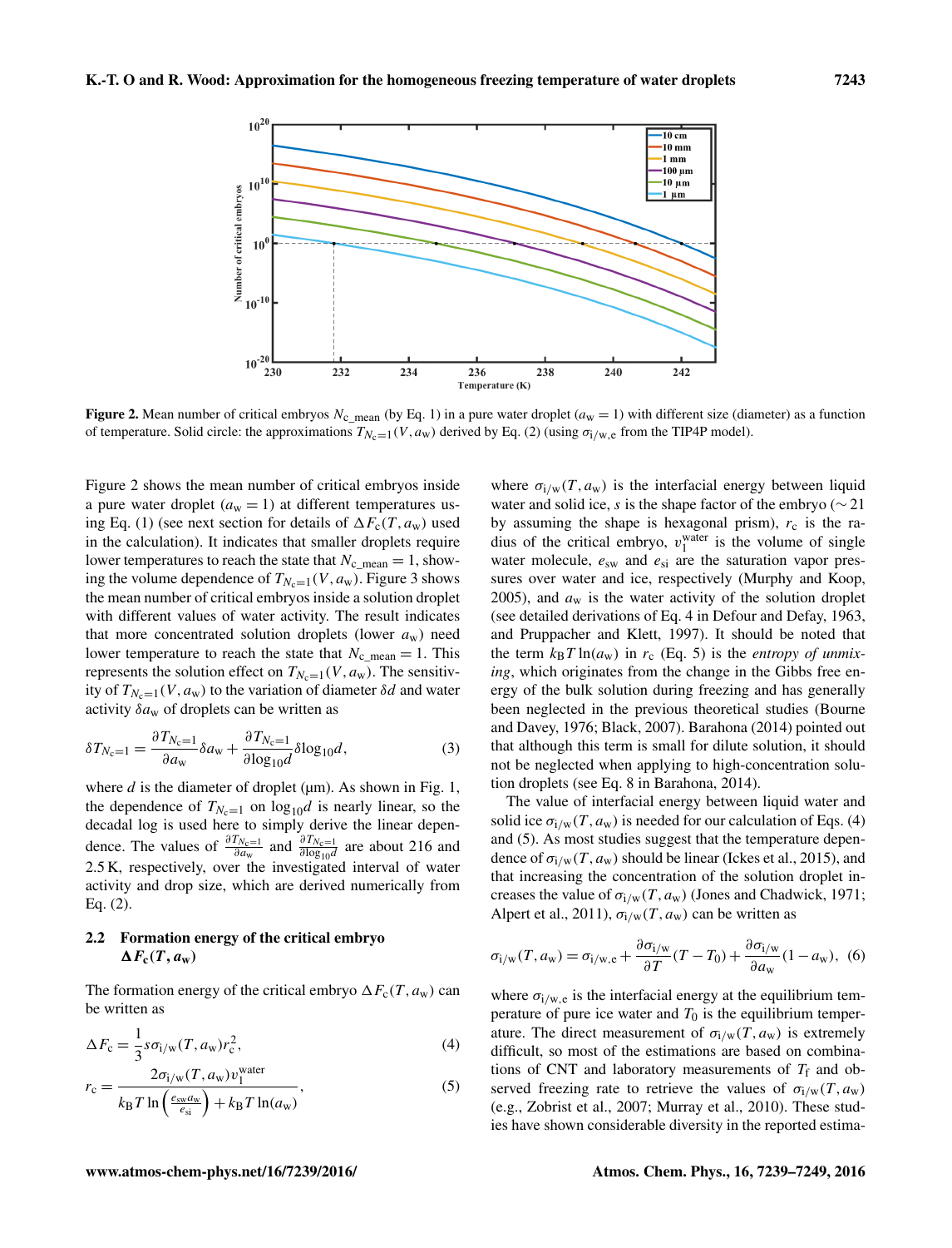**Figure 2.** Mean number of critical embryos $N_{\mathrm{c\_mean}}$ (by Eq. 1) in a pure water droplet ($a_\mathrm{w} = 1$) with different size (diameter) as a function of temperature. Solid circle: the approximations $T_{N_\mathrm{c}=1}(V, a_\mathrm{w})$ derived by Eq. (2) (using $\sigma_{\mathrm{i/w,e}}$ from the TIP4P model).

Figure 2 shows the mean number of critical embryos inside a pure water droplet ($a_\mathrm{w} = 1$) at different temperatures using Eq. (1) (see next section for details of $\Delta F_\mathrm{c}(T, a_\mathrm{w})$ used in the calculation). It indicates that smaller droplets require lower temperatures to reach the state that $N_{\mathrm{c\_mean}} = 1$, showing the volume dependence of $T_{N_\mathrm{c}=1}(V, a_\mathrm{w})$. Figure 3 shows the mean number of critical embryos inside a solution droplet with different values of water activity. The result indicates that more concentrated solution droplets (lower $a_\mathrm{w}$) need lower temperature to reach the state that $N_{\mathrm{c\_mean}} = 1$. This represents the solution effect on $T_{N_\mathrm{c}=1}(V, a_\mathrm{w})$. The sensitivity of $T_{N_\mathrm{c}=1}(V, a_\mathrm{w})$ to the variation of diameter $\delta d$ and water activity $\delta a_\mathrm{w}$ of droplets can be written as

$$\delta T_{N_\mathrm{c}=1} = \frac{\partial T_{N_\mathrm{c}=1}}{\partial a_\mathrm{w}} \delta a_\mathrm{w} + \frac{\partial T_{N_\mathrm{c}=1}}{\partial \log_{10} d} \delta \log_{10} d, \tag{3}$$

where $d$ is the diameter of droplet (µm). As shown in Fig. 1, the dependence of $T_{N_\mathrm{c}=1}$ on $\log_{10} d$ is nearly linear, so the decadal log is used here to simply derive the linear dependence. The values of $\frac{\partial T_{N_\mathrm{c}=1}}{\partial a_\mathrm{w}}$ and $\frac{\partial T_{N_\mathrm{c}=1}}{\partial \log_{10} d}$ are about 216 and 2.5 K, respectively, over the investigated interval of water activity and drop size, which are derived numerically from Eq. (2).

### 2.2 Formation energy of the critical embryo $\Delta F_\mathrm{c}(T, a_\mathrm{w})$

The formation energy of the critical embryo $\Delta F_\mathrm{c}(T, a_\mathrm{w})$ can be written as

$$\Delta F_\mathrm{c} = \frac{1}{3} s \sigma_{\mathrm{i/w}}(T, a_\mathrm{w}) r_\mathrm{c}^2, \tag{4}$$

$$r_\mathrm{c} = \frac{2\sigma_{\mathrm{i/w}}(T, a_\mathrm{w}) v_\mathrm{l}^{\mathrm{water}}}{k_\mathrm{B} T \ln\left(\frac{e_{\mathrm{sw}} a_\mathrm{w}}{e_{\mathrm{si}}}\right) + k_\mathrm{B} T \ln(a_\mathrm{w})}, \tag{5}$$

where $\sigma_{\mathrm{i/w}}(T, a_\mathrm{w})$ is the interfacial energy between liquid water and solid ice, $s$ is the shape factor of the embryo ($\sim 21$ by assuming the shape is hexagonal prism), $r_\mathrm{c}$ is the radius of the critical embryo, $v_\mathrm{l}^{\mathrm{water}}$ is the volume of single water molecule, $e_{\mathrm{sw}}$ and $e_{\mathrm{si}}$ are the saturation vapor pressures over water and ice, respectively (Murphy and Koop, 2005), and $a_\mathrm{w}$ is the water activity of the solution droplet (see detailed derivations of Eq. 4 in Defour and Defay, 1963, and Pruppacher and Klett, 1997). It should be noted that the term $k_\mathrm{B} T \ln(a_\mathrm{w})$ in $r_\mathrm{c}$ (Eq. 5) is the *entropy of unmixing*, which originates from the change in the Gibbs free energy of the bulk solution during freezing and has generally been neglected in the previous theoretical studies (Bourne and Davey, 1976; Black, 2007). Barahona (2014) pointed out that although this term is small for dilute solution, it should not be neglected when applying to high-concentration solution droplets (see Eq. 8 in Barahona, 2014).

The value of interfacial energy between liquid water and solid ice $\sigma_{\mathrm{i/w}}(T, a_\mathrm{w})$ is needed for our calculation of Eqs. (4) and (5). As most studies suggest that the temperature dependence of $\sigma_{\mathrm{i/w}}(T, a_\mathrm{w})$ should be linear (Ickes et al., 2015), and that increasing the concentration of the solution droplet increases the value of $\sigma_{\mathrm{i/w}}(T, a_\mathrm{w})$ (Jones and Chadwick, 1971; Alpert et al., 2011), $\sigma_{\mathrm{i/w}}(T, a_\mathrm{w})$ can be written as

$$\sigma_{\mathrm{i/w}}(T, a_\mathrm{w}) = \sigma_{\mathrm{i/w,e}} + \frac{\partial \sigma_{\mathrm{i/w}}}{\partial T}(T - T_0) + \frac{\partial \sigma_{\mathrm{i/w}}}{\partial a_\mathrm{w}}(1 - a_\mathrm{w}), \tag{6}$$

where $\sigma_{\mathrm{i/w,e}}$ is the interfacial energy at the equilibrium temperature of pure ice water and $T_0$ is the equilibrium temperature. The direct measurement of $\sigma_{\mathrm{i/w}}(T, a_\mathrm{w})$ is extremely difficult, so most of the estimations are based on combinations of CNT and laboratory measurements of $T_\mathrm{f}$ and observed freezing rate to retrieve the values of $\sigma_{\mathrm{i/w}}(T, a_\mathrm{w})$ (e.g., Zobrist et al., 2007; Murray et al., 2010). These studies have shown considerable diversity in the reported estima-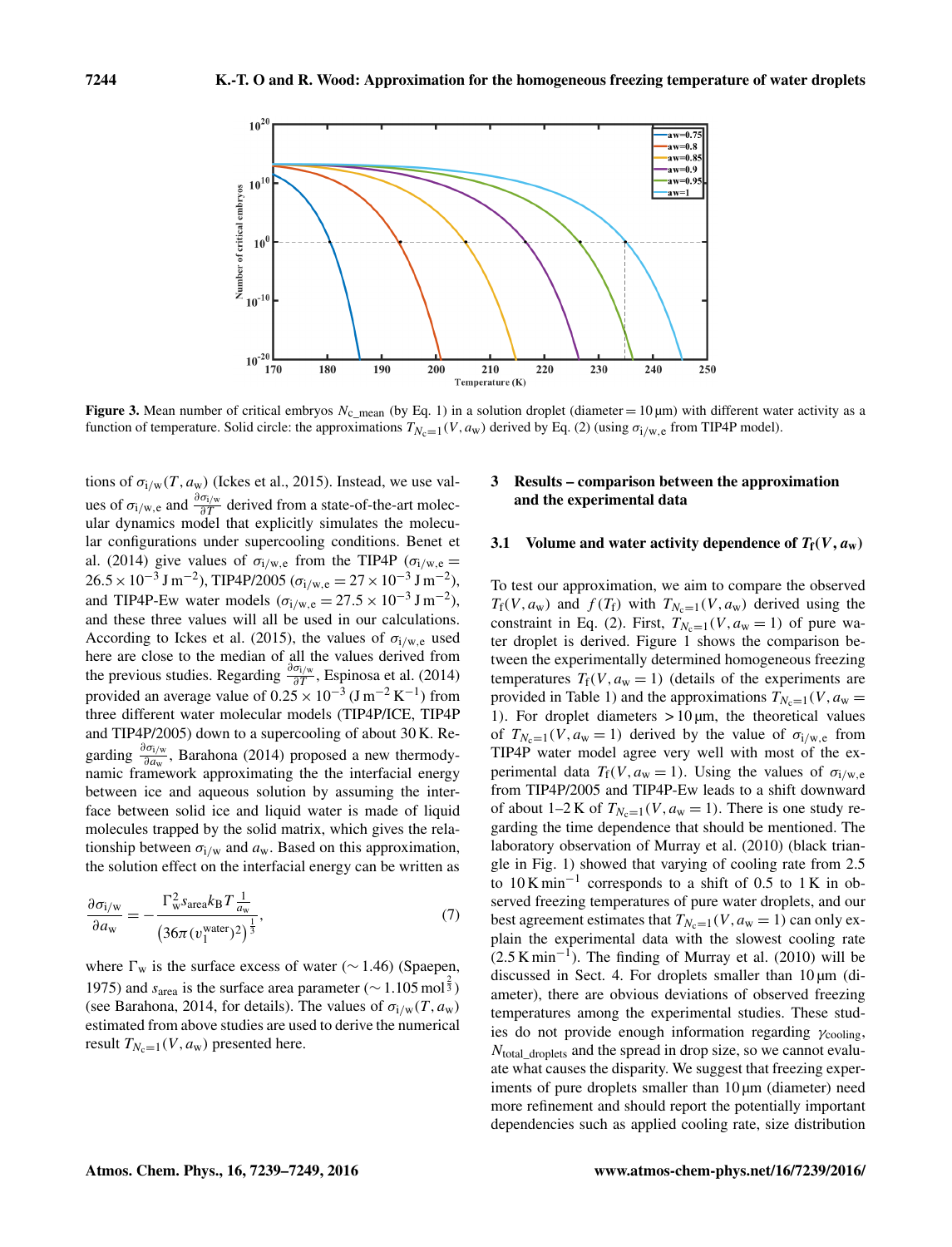**Figure 3.** Mean number of critical embryos $N_{\text{c\_mean}}$ (by Eq. 1) in a solution droplet (diameter = 10 µm) with different water activity as a function of temperature. Solid circle: the approximations $T_{N_c=1}(V, a_w)$ derived by Eq. (2) (using $\sigma_{i/w,e}$ from TIP4P model).

tions of $\sigma_{i/w}(T, a_w)$ (Ickes et al., 2015). Instead, we use values of $\sigma_{i/w,e}$ and $\frac{\partial \sigma_{i/w}}{\partial T}$ derived from a state-of-the-art molecular dynamics model that explicitly simulates the molecular configurations under supercooling conditions. Benet et al. (2014) give values of $\sigma_{i/w,e}$ from the TIP4P ($\sigma_{i/w,e} = 26.5 \times 10^{-3}\,\text{J m}^{-2}$), TIP4P/2005 ($\sigma_{i/w,e} = 27 \times 10^{-3}\,\text{J m}^{-2}$), and TIP4P-Ew water models ($\sigma_{i/w,e} = 27.5 \times 10^{-3}\,\text{J m}^{-2}$), and these three values will all be used in our calculations. According to Ickes et al. (2015), the values of $\sigma_{i/w,e}$ used here are close to the median of all the values derived from the previous studies. Regarding $\frac{\partial \sigma_{i/w}}{\partial T}$, Espinosa et al. (2014) provided an average value of $0.25 \times 10^{-3}$ ($\text{J m}^{-2}\,\text{K}^{-1}$) from three different water molecular models (TIP4P/ICE, TIP4P and TIP4P/2005) down to a supercooling of about 30 K. Regarding $\frac{\partial \sigma_{i/w}}{\partial a_w}$, Barahona (2014) proposed a new thermodynamic framework approximating the the interfacial energy between ice and aqueous solution by assuming the interface between solid ice and liquid water is made of liquid molecules trapped by the solid matrix, which gives the relationship between $\sigma_{i/w}$ and $a_w$. Based on this approximation, the solution effect on the interfacial energy can be written as

$$\frac{\partial \sigma_{i/w}}{\partial a_w} = -\frac{\Gamma_w^2 s_{\text{area}} k_B T \frac{1}{a_w}}{\left(36\pi (v_l^{\text{water}})^2\right)^{\frac{1}{3}}}, \tag{7}$$

where $\Gamma_w$ is the surface excess of water ($\sim 1.46$) (Spaepen, 1975) and $s_{\text{area}}$ is the surface area parameter ($\sim 1.105\,\text{mol}^{\frac{2}{3}}$) (see Barahona, 2014, for details). The values of $\sigma_{i/w}(T, a_w)$ estimated from above studies are used to derive the numerical result $T_{N_c=1}(V, a_w)$ presented here.

## 3 Results – comparison between the approximation and the experimental data

### 3.1 Volume and water activity dependence of $T_f(V, a_w)$

To test our approximation, we aim to compare the observed $T_f(V, a_w)$ and $f(T_f)$ with $T_{N_c=1}(V, a_w)$ derived using the constraint in Eq. (2). First, $T_{N_c=1}(V, a_w = 1)$ of pure water droplet is derived. Figure 1 shows the comparison between the experimentally determined homogeneous freezing temperatures $T_f(V, a_w = 1)$ (details of the experiments are provided in Table 1) and the approximations $T_{N_c=1}(V, a_w = 1)$. For droplet diameters > 10 µm, the theoretical values of $T_{N_c=1}(V, a_w = 1)$ derived by the value of $\sigma_{i/w,e}$ from TIP4P water model agree very well with most of the experimental data $T_f(V, a_w = 1)$. Using the values of $\sigma_{i/w,e}$ from TIP4P/2005 and TIP4P-Ew leads to a shift downward of about 1–2 K of $T_{N_c=1}(V, a_w = 1)$. There is one study regarding the time dependence that should be mentioned. The laboratory observation of Murray et al. (2010) (black triangle in Fig. 1) showed that varying of cooling rate from 2.5 to 10 $\text{K min}^{-1}$ corresponds to a shift of 0.5 to 1 K in observed freezing temperatures of pure water droplets, and our best agreement estimates that $T_{N_c=1}(V, a_w = 1)$ can only explain the experimental data with the slowest cooling rate (2.5 $\text{K min}^{-1}$). The finding of Murray et al. (2010) will be discussed in Sect. 4. For droplets smaller than 10 µm (diameter), there are obvious deviations of observed freezing temperatures among the experimental studies. These studies do not provide enough information regarding $\gamma_{\text{cooling}}$, $N_{\text{total\_droplets}}$ and the spread in drop size, so we cannot evaluate what causes the disparity. We suggest that freezing experiments of pure droplets smaller than 10 µm (diameter) need more refinement and should report the potentially important dependencies such as applied cooling rate, size distribution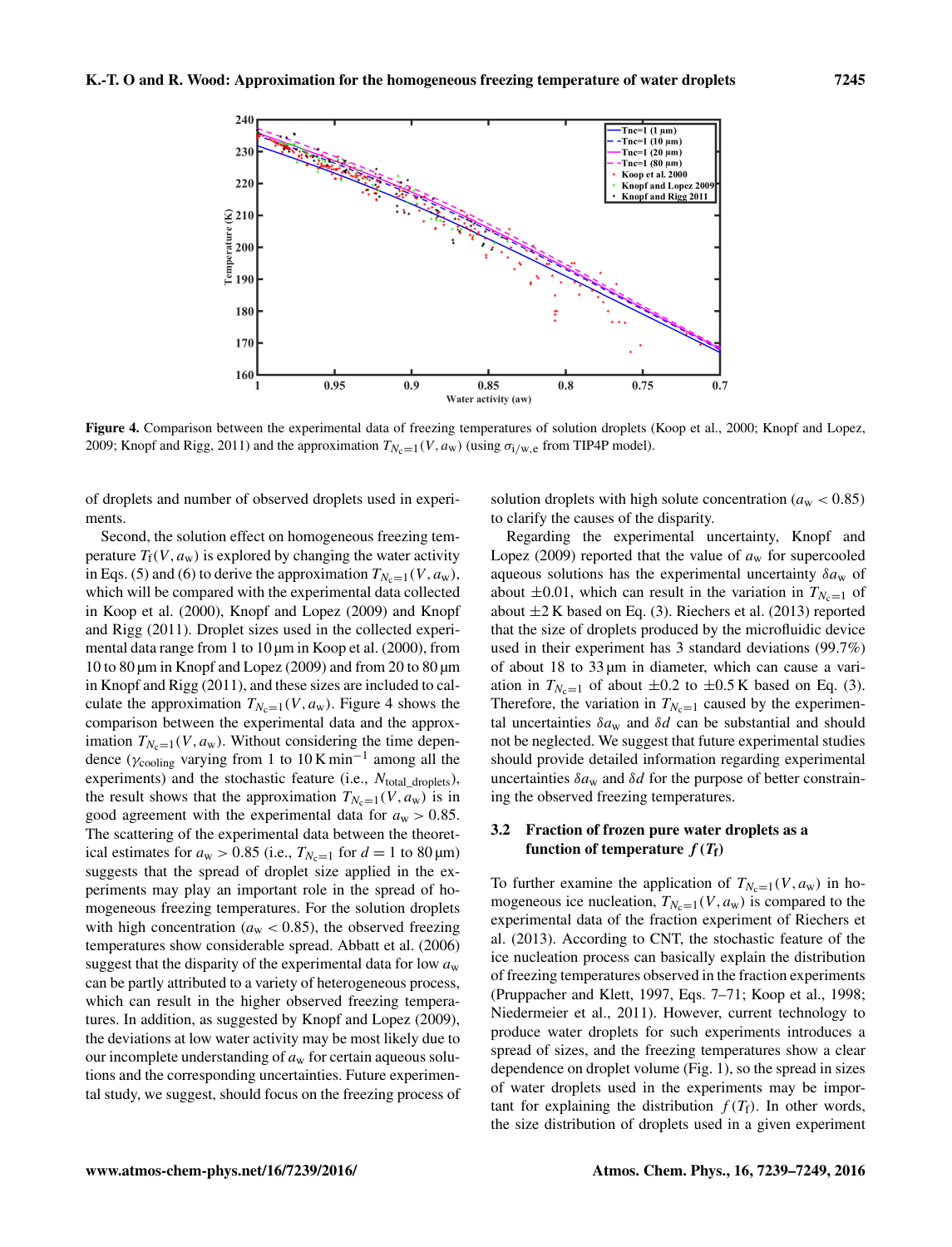**Figure 4.** Comparison between the experimental data of freezing temperatures of solution droplets (Koop et al., 2000; Knopf and Lopez, 2009; Knopf and Rigg, 2011) and the approximation $T_{N_c=1}(V, a_w)$ (using $\sigma_{i/w,e}$ from TIP4P model).

of droplets and number of observed droplets used in experiments.

Second, the solution effect on homogeneous freezing temperature $T_f(V, a_w)$ is explored by changing the water activity in Eqs. (5) and (6) to derive the approximation $T_{N_c=1}(V, a_w)$, which will be compared with the experimental data collected in Koop et al. (2000), Knopf and Lopez (2009) and Knopf and Rigg (2011). Droplet sizes used in the collected experimental data range from 1 to 10 µm in Koop et al. (2000), from 10 to 80 µm in Knopf and Lopez (2009) and from 20 to 80 µm in Knopf and Rigg (2011), and these sizes are included to calculate the approximation $T_{N_c=1}(V, a_w)$. Figure 4 shows the comparison between the experimental data and the approximation $T_{N_c=1}(V, a_w)$. Without considering the time dependence ($\gamma_{\text{cooling}}$ varying from 1 to 10 K min$^{-1}$ among all the experiments) and the stochastic feature (i.e., $N_{\text{total\_droplets}}$), the result shows that the approximation $T_{N_c=1}(V, a_w)$ is in good agreement with the experimental data for $a_w > 0.85$. The scattering of the experimental data between the theoretical estimates for $a_w > 0.85$ (i.e., $T_{N_c=1}$ for $d = 1$ to 80 µm) suggests that the spread of droplet size applied in the experiments may play an important role in the spread of homogeneous freezing temperatures. For the solution droplets with high concentration ($a_w < 0.85$), the observed freezing temperatures show considerable spread. Abbatt et al. (2006) suggest that the disparity of the experimental data for low $a_w$ can be partly attributed to a variety of heterogeneous process, which can result in the higher observed freezing temperatures. In addition, as suggested by Knopf and Lopez (2009), the deviations at low water activity may be most likely due to our incomplete understanding of $a_w$ for certain aqueous solutions and the corresponding uncertainties. Future experimental study, we suggest, should focus on the freezing process of solution droplets with high solute concentration ($a_w < 0.85$) to clarify the causes of the disparity.

Regarding the experimental uncertainty, Knopf and Lopez (2009) reported that the value of $a_w$ for supercooled aqueous solutions has the experimental uncertainty $\delta a_w$ of about ±0.01, which can result in the variation in $T_{N_c=1}$ of about ±2 K based on Eq. (3). Riechers et al. (2013) reported that the size of droplets produced by the microfluidic device used in their experiment has 3 standard deviations (99.7%) of about 18 to 33 µm in diameter, which can cause a variation in $T_{N_c=1}$ of about ±0.2 to ±0.5 K based on Eq. (3). Therefore, the variation in $T_{N_c=1}$ caused by the experimental uncertainties $\delta a_w$ and $\delta d$ can be substantial and should not be neglected. We suggest that future experimental studies should provide detailed information regarding experimental uncertainties $\delta a_w$ and $\delta d$ for the purpose of better constraining the observed freezing temperatures.

### 3.2 Fraction of frozen pure water droplets as a function of temperature $f(T_f)$

To further examine the application of $T_{N_c=1}(V, a_w)$ in homogeneous ice nucleation, $T_{N_c=1}(V, a_w)$ is compared to the experimental data of the fraction experiment of Riechers et al. (2013). According to CNT, the stochastic feature of the ice nucleation process can basically explain the distribution of freezing temperatures observed in the fraction experiments (Pruppacher and Klett, 1997, Eqs. 7–71; Koop et al., 1998; Niedermeier et al., 2011). However, current technology to produce water droplets for such experiments introduces a spread of sizes, and the freezing temperatures show a clear dependence on droplet volume (Fig. 1), so the spread in sizes of water droplets used in the experiments may be important for explaining the distribution $f(T_f)$. In other words, the size distribution of droplets used in a given experiment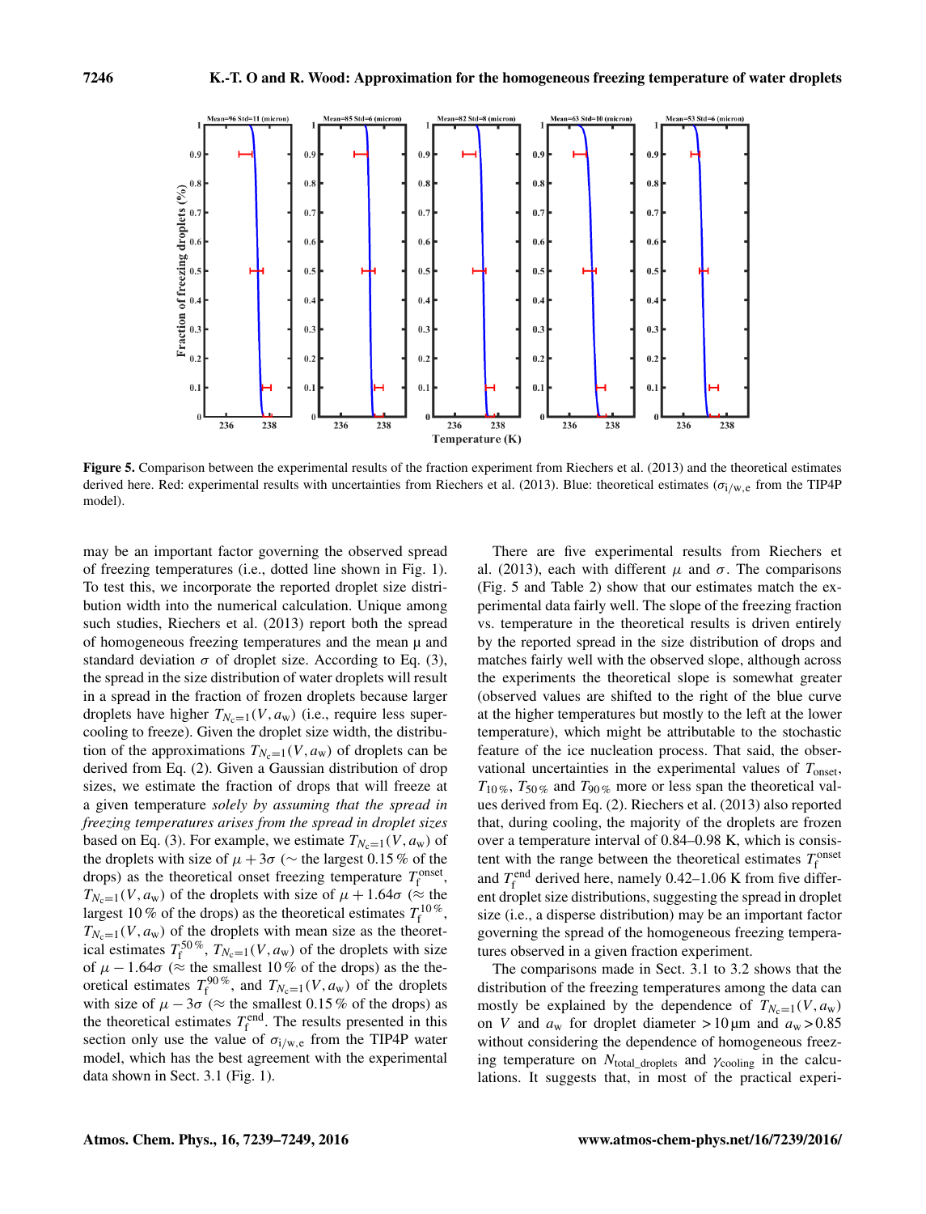**Figure 5.** Comparison between the experimental results of the fraction experiment from Riechers et al. (2013) and the theoretical estimates derived here. Red: experimental results with uncertainties from Riechers et al. (2013). Blue: theoretical estimates ($\sigma_{i/w,e}$ from the TIP4P model).

may be an important factor governing the observed spread of freezing temperatures (i.e., dotted line shown in Fig. 1). To test this, we incorporate the reported droplet size distribution width into the numerical calculation. Unique among such studies, Riechers et al. (2013) report both the spread of homogeneous freezing temperatures and the mean μ and standard deviation $\sigma$ of droplet size. According to Eq. (3), the spread in the size distribution of water droplets will result in a spread in the fraction of frozen droplets because larger droplets have higher $T_{N_c=1}(V, a_w)$ (i.e., require less supercooling to freeze). Given the droplet size width, the distribution of the approximations $T_{N_c=1}(V, a_w)$ of droplets can be derived from Eq. (2). Given a Gaussian distribution of drop sizes, we estimate the fraction of drops that will freeze at a given temperature *solely by assuming that the spread in freezing temperatures arises from the spread in droplet sizes* based on Eq. (3). For example, we estimate $T_{N_c=1}(V, a_w)$ of the droplets with size of $\mu + 3\sigma$ ($\sim$ the largest 0.15 % of the drops) as the theoretical onset freezing temperature $T_f^{\text{onset}}$, $T_{N_c=1}(V, a_w)$ of the droplets with size of $\mu + 1.64\sigma$ ($\approx$ the largest 10 % of the drops) as the theoretical estimates $T_f^{10\,\%}$, $T_{N_c=1}(V, a_w)$ of the droplets with mean size as the theoretical estimates $T_f^{50\,\%}$, $T_{N_c=1}(V, a_w)$ of the droplets with size of $\mu - 1.64\sigma$ ($\approx$ the smallest 10 % of the drops) as the theoretical estimates $T_f^{90\,\%}$, and $T_{N_c=1}(V, a_w)$ of the droplets with size of $\mu - 3\sigma$ ($\approx$ the smallest 0.15 % of the drops) as the theoretical estimates $T_f^{\text{end}}$. The results presented in this section only use the value of $\sigma_{i/w,e}$ from the TIP4P water model, which has the best agreement with the experimental data shown in Sect. 3.1 (Fig. 1).

There are five experimental results from Riechers et al. (2013), each with different $\mu$ and $\sigma$. The comparisons (Fig. 5 and Table 2) show that our estimates match the experimental data fairly well. The slope of the freezing fraction vs. temperature in the theoretical results is driven entirely by the reported spread in the size distribution of drops and matches fairly well with the observed slope, although across the experiments the theoretical slope is somewhat greater (observed values are shifted to the right of the blue curve at the higher temperatures but mostly to the left at the lower temperature), which might be attributable to the stochastic feature of the ice nucleation process. That said, the observational uncertainties in the experimental values of $T_{\text{onset}}$, $T_{10\,\%}$, $T_{50\,\%}$ and $T_{90\,\%}$ more or less span the theoretical values derived from Eq. (2). Riechers et al. (2013) also reported that, during cooling, the majority of the droplets are frozen over a temperature interval of 0.84–0.98 K, which is consistent with the range between the theoretical estimates $T_f^{\text{onset}}$ and $T_f^{\text{end}}$ derived here, namely 0.42–1.06 K from five different droplet size distributions, suggesting the spread in droplet size (i.e., a disperse distribution) may be an important factor governing the spread of the homogeneous freezing temperatures observed in a given fraction experiment.

The comparisons made in Sect. 3.1 to 3.2 shows that the distribution of the freezing temperatures among the data can mostly be explained by the dependence of $T_{N_c=1}(V, a_w)$ on $V$ and $a_w$ for droplet diameter $> 10\,\mu$m and $a_w > 0.85$ without considering the dependence of homogeneous freezing temperature on $N_{\text{total\_droplets}}$ and $\gamma_{\text{cooling}}$ in the calculations. It suggests that, in most of the practical experi-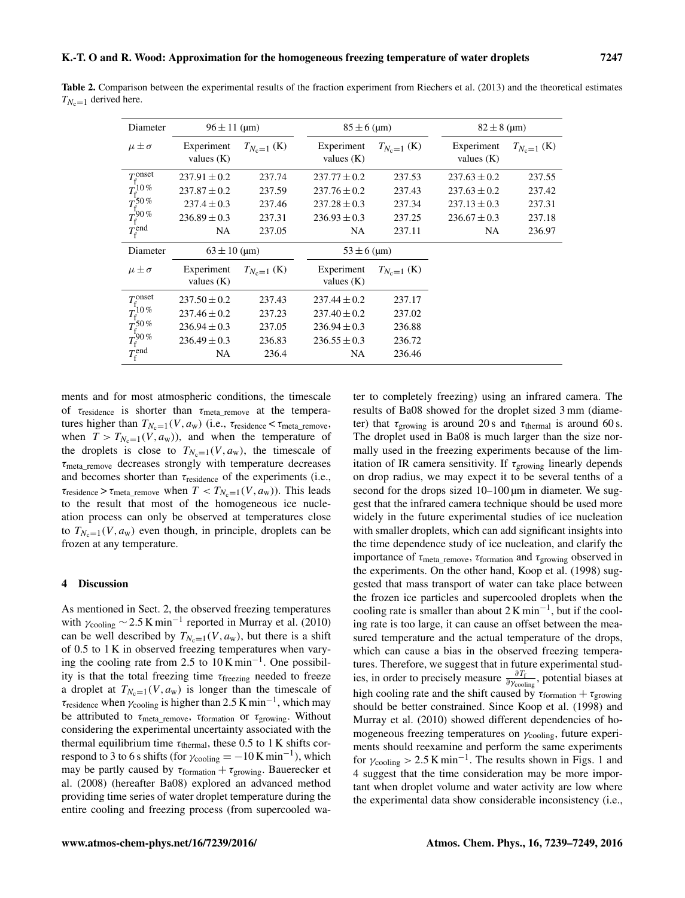**Table 2.** Comparison between the experimental results of the fraction experiment from Riechers et al. (2013) and the theoretical estimates $T_{N_c=1}$ derived here.

| Diameter | $96 \pm 11$ (µm) | | $85 \pm 6$ (µm) | | $82 \pm 8$ (µm) | |
|---|---|---|---|---|---|---|
| $\mu \pm \sigma$ | Experiment values (K) | $T_{N_c=1}$ (K) | Experiment values (K) | $T_{N_c=1}$ (K) | Experiment values (K) | $T_{N_c=1}$ (K) |
| $T_f^{onset}$ | $237.91 \pm 0.2$ | 237.74 | $237.77 \pm 0.2$ | 237.53 | $237.63 \pm 0.2$ | 237.55 |
| $T_f^{10\,\%}$ | $237.87 \pm 0.2$ | 237.59 | $237.76 \pm 0.2$ | 237.43 | $237.63 \pm 0.2$ | 237.42 |
| $T_f^{50\,\%}$ | $237.4 \pm 0.3$ | 237.46 | $237.28 \pm 0.3$ | 237.34 | $237.13 \pm 0.3$ | 237.31 |
| $T_f^{90\,\%}$ | $236.89 \pm 0.3$ | 237.31 | $236.93 \pm 0.3$ | 237.25 | $236.67 \pm 0.3$ | 237.18 |
| $T_f^{end}$ | NA | 237.05 | NA | 237.11 | NA | 236.97 |

| Diameter | $63 \pm 10$ (µm) | | $53 \pm 6$ (µm) | |
|---|---|---|---|---|
| $\mu \pm \sigma$ | Experiment values (K) | $T_{N_c=1}$ (K) | Experiment values (K) | $T_{N_c=1}$ (K) |
| $T_f^{onset}$ | $237.50 \pm 0.2$ | 237.43 | $237.44 \pm 0.2$ | 237.17 |
| $T_f^{10\,\%}$ | $237.46 \pm 0.2$ | 237.23 | $237.40 \pm 0.2$ | 237.02 |
| $T_f^{50\,\%}$ | $236.94 \pm 0.3$ | 237.05 | $236.94 \pm 0.3$ | 236.88 |
| $T_f^{90\,\%}$ | $236.49 \pm 0.3$ | 236.83 | $236.55 \pm 0.3$ | 236.72 |
| $T_f^{end}$ | NA | 236.4 | NA | 236.46 |

ments and for most atmospheric conditions, the timescale of $\tau_{residence}$ is shorter than $\tau_{meta\_remove}$ at the temperatures higher than $T_{N_c=1}(V, a_w)$ (i.e., $\tau_{residence} < \tau_{meta\_remove}$, when $T > T_{N_c=1}(V, a_w)$), and when the temperature of the droplets is close to $T_{N_c=1}(V, a_w)$, the timescale of $\tau_{meta\_remove}$ decreases strongly with temperature decreases and becomes shorter than $\tau_{residence}$ of the experiments (i.e., $\tau_{residence} > \tau_{meta\_remove}$ when $T < T_{N_c=1}(V, a_w)$). This leads to the result that most of the homogeneous ice nucleation process can only be observed at temperatures close to $T_{N_c=1}(V, a_w)$ even though, in principle, droplets can be frozen at any temperature.

## 4 Discussion

As mentioned in Sect. 2, the observed freezing temperatures with $\gamma_{cooling} \sim 2.5\,\mathrm{K\,min^{-1}}$ reported in Murray et al. (2010) can be well described by $T_{N_c=1}(V, a_w)$, but there is a shift of 0.5 to 1 K in observed freezing temperatures when varying the cooling rate from 2.5 to $10\,\mathrm{K\,min^{-1}}$. One possibility is that the total freezing time $\tau_{freezing}$ needed to freeze a droplet at $T_{N_c=1}(V, a_w)$ is longer than the timescale of $\tau_{residence}$ when $\gamma_{cooling}$ is higher than $2.5\,\mathrm{K\,min^{-1}}$, which may be attributed to $\tau_{meta\_remove}$, $\tau_{formation}$ or $\tau_{growing}$. Without considering the experimental uncertainty associated with the thermal equilibrium time $\tau_{thermal}$, these 0.5 to 1 K shifts correspond to 3 to 6 s shifts (for $\gamma_{cooling} = -10\,\mathrm{K\,min^{-1}}$), which may be partly caused by $\tau_{formation} + \tau_{growing}$. Bauerecker et al. (2008) (hereafter Ba08) explored an advanced method providing time series of water droplet temperature during the entire cooling and freezing process (from supercooled water to completely freezing) using an infrared camera. The results of Ba08 showed for the droplet sized 3 mm (diameter) that $\tau_{growing}$ is around 20 s and $\tau_{thermal}$ is around 60 s. The droplet used in Ba08 is much larger than the size normally used in the freezing experiments because of the limitation of IR camera sensitivity. If $\tau_{growing}$ linearly depends on drop radius, we may expect it to be several tenths of a second for the drops sized 10–100 µm in diameter. We suggest that the infrared camera technique should be used more widely in the future experimental studies of ice nucleation with smaller droplets, which can add significant insights into the time dependence study of ice nucleation, and clarify the importance of $\tau_{meta\_remove}$, $\tau_{formation}$ and $\tau_{growing}$ observed in the experiments. On the other hand, Koop et al. (1998) suggested that mass transport of water can take place between the frozen ice particles and supercooled droplets when the cooling rate is smaller than about $2\,\mathrm{K\,min^{-1}}$, but if the cooling rate is too large, it can cause an offset between the measured temperature and the actual temperature of the drops, which can cause a bias in the observed freezing temperatures. Therefore, we suggest that in future experimental studies, in order to precisely measure $\frac{\partial T_f}{\partial \gamma_{cooling}}$, potential biases at high cooling rate and the shift caused by $\tau_{formation} + \tau_{growing}$ should be better constrained. Since Koop et al. (1998) and Murray et al. (2010) showed different dependencies of homogeneous freezing temperatures on $\gamma_{cooling}$, future experiments should reexamine and perform the same experiments for $\gamma_{cooling} > 2.5\,\mathrm{K\,min^{-1}}$. The results shown in Figs. 1 and 4 suggest that the time consideration may be more important when droplet volume and water activity are low where the experimental data show considerable inconsistency (i.e.,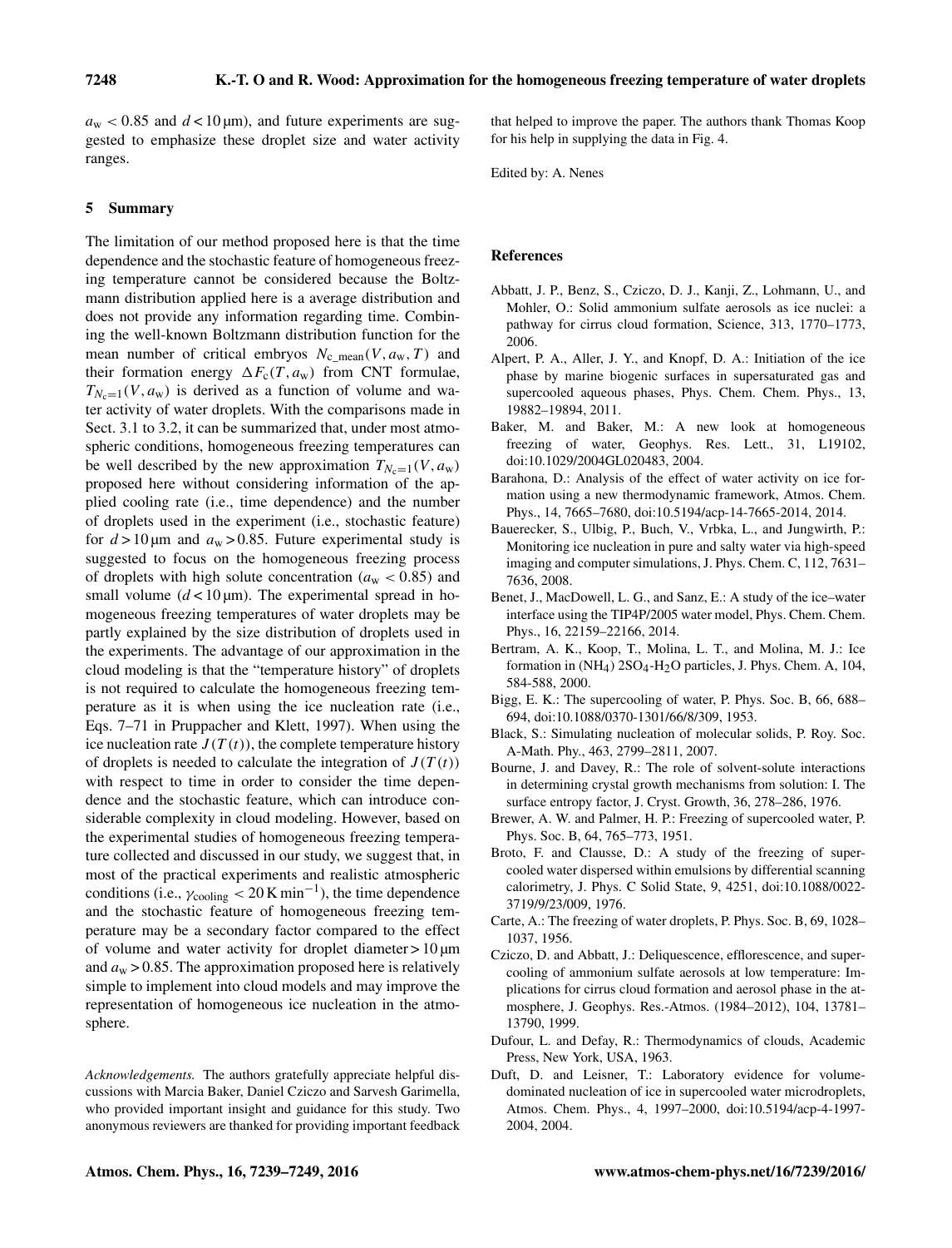$a_w < 0.85$ and $d < 10\,\mu m$), and future experiments are suggested to emphasize these droplet size and water activity ranges.

## 5 Summary

The limitation of our method proposed here is that the time dependence and the stochastic feature of homogeneous freezing temperature cannot be considered because the Boltzmann distribution applied here is a average distribution and does not provide any information regarding time. Combining the well-known Boltzmann distribution function for the mean number of critical embryos $N_{c\_mean}(V, a_w, T)$ and their formation energy $\Delta F_c(T, a_w)$ from CNT formulae, $T_{N_c=1}(V, a_w)$ is derived as a function of volume and water activity of water droplets. With the comparisons made in Sect. 3.1 to 3.2, it can be summarized that, under most atmospheric conditions, homogeneous freezing temperatures can be well described by the new approximation $T_{N_c=1}(V, a_w)$ proposed here without considering information of the applied cooling rate (i.e., time dependence) and the number of droplets used in the experiment (i.e., stochastic feature) for $d > 10\,\mu m$ and $a_w > 0.85$. Future experimental study is suggested to focus on the homogeneous freezing process of droplets with high solute concentration ($a_w < 0.85$) and small volume ($d < 10\,\mu m$). The experimental spread in homogeneous freezing temperatures of water droplets may be partly explained by the size distribution of droplets used in the experiments. The advantage of our approximation in the cloud modeling is that the "temperature history" of droplets is not required to calculate the homogeneous freezing temperature as it is when using the ice nucleation rate (i.e., Eqs. 7–71 in Pruppacher and Klett, 1997). When using the ice nucleation rate $J(T(t))$, the complete temperature history of droplets is needed to calculate the integration of $J(T(t))$ with respect to time in order to consider the time dependence and the stochastic feature, which can introduce considerable complexity in cloud modeling. However, based on the experimental studies of homogeneous freezing temperature collected and discussed in our study, we suggest that, in most of the practical experiments and realistic atmospheric conditions (i.e., $\gamma_{cooling} < 20\,K\,min^{-1}$), the time dependence and the stochastic feature of homogeneous freezing temperature may be a secondary factor compared to the effect of volume and water activity for droplet diameter $> 10\,\mu m$ and $a_w > 0.85$. The approximation proposed here is relatively simple to implement into cloud models and may improve the representation of homogeneous ice nucleation in the atmosphere.

*Acknowledgements.* The authors gratefully appreciate helpful discussions with Marcia Baker, Daniel Cziczo and Sarvesh Garimella, who provided important insight and guidance for this study. Two anonymous reviewers are thanked for providing important feedback that helped to improve the paper. The authors thank Thomas Koop for his help in supplying the data in Fig. 4.

Edited by: A. Nenes

## References

Abbatt, J. P., Benz, S., Cziczo, D. J., Kanji, Z., Lohmann, U., and Mohler, O.: Solid ammonium sulfate aerosols as ice nuclei: a pathway for cirrus cloud formation, Science, 313, 1770–1773, 2006.

Alpert, P. A., Aller, J. Y., and Knopf, D. A.: Initiation of the ice phase by marine biogenic surfaces in supersaturated gas and supercooled aqueous phases, Phys. Chem. Chem. Phys., 13, 19882–19894, 2011.

Baker, M. and Baker, M.: A new look at homogeneous freezing of water, Geophys. Res. Lett., 31, L19102, doi:10.1029/2004GL020483, 2004.

Barahona, D.: Analysis of the effect of water activity on ice formation using a new thermodynamic framework, Atmos. Chem. Phys., 14, 7665–7680, doi:10.5194/acp-14-7665-2014, 2014.

Bauerecker, S., Ulbig, P., Buch, V., Vrbka, L., and Jungwirth, P.: Monitoring ice nucleation in pure and salty water via high-speed imaging and computer simulations, J. Phys. Chem. C, 112, 7631–7636, 2008.

Benet, J., MacDowell, L. G., and Sanz, E.: A study of the ice–water interface using the TIP4P/2005 water model, Phys. Chem. Chem. Phys., 16, 22159–22166, 2014.

Bertram, A. K., Koop, T., Molina, L. T., and Molina, M. J.: Ice formation in $(NH_4)\,2SO_4$-$H_2O$ particles, J. Phys. Chem. A, 104, 584-588, 2000.

Bigg, E. K.: The supercooling of water, P. Phys. Soc. B, 66, 688–694, doi:10.1088/0370-1301/66/8/309, 1953.

Black, S.: Simulating nucleation of molecular solids, P. Roy. Soc. A-Math. Phy., 463, 2799–2811, 2007.

Bourne, J. and Davey, R.: The role of solvent-solute interactions in determining crystal growth mechanisms from solution: I. The surface entropy factor, J. Cryst. Growth, 36, 278–286, 1976.

Brewer, A. W. and Palmer, H. P.: Freezing of supercooled water, P. Phys. Soc. B, 64, 765–773, 1951.

Broto, F. and Clausse, D.: A study of the freezing of supercooled water dispersed within emulsions by differential scanning calorimetry, J. Phys. C Solid State, 9, 4251, doi:10.1088/0022-3719/9/23/009, 1976.

Carte, A.: The freezing of water droplets, P. Phys. Soc. B, 69, 1028–1037, 1956.

Cziczo, D. and Abbatt, J.: Deliquescence, efflorescence, and supercooling of ammonium sulfate aerosols at low temperature: Implications for cirrus cloud formation and aerosol phase in the atmosphere, J. Geophys. Res.-Atmos. (1984–2012), 104, 13781–13790, 1999.

Dufour, L. and Defay, R.: Thermodynamics of clouds, Academic Press, New York, USA, 1963.

Duft, D. and Leisner, T.: Laboratory evidence for volume-dominated nucleation of ice in supercooled water microdroplets, Atmos. Chem. Phys., 4, 1997–2000, doi:10.5194/acp-4-1997-2004, 2004.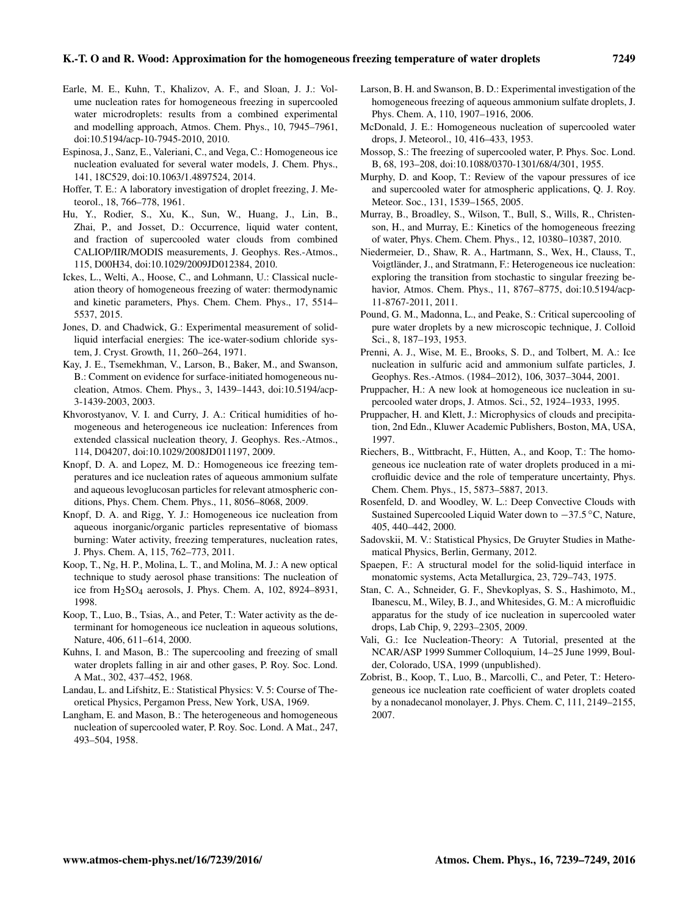Earle, M. E., Kuhn, T., Khalizov, A. F., and Sloan, J. J.: Volume nucleation rates for homogeneous freezing in supercooled water microdroplets: results from a combined experimental and modelling approach, Atmos. Chem. Phys., 10, 7945–7961, doi:10.5194/acp-10-7945-2010, 2010.

Espinosa, J., Sanz, E., Valeriani, C., and Vega, C.: Homogeneous ice nucleation evaluated for several water models, J. Chem. Phys., 141, 18C529, doi:10.1063/1.4897524, 2014.

Hoffer, T. E.: A laboratory investigation of droplet freezing, J. Meteorol., 18, 766–778, 1961.

Hu, Y., Rodier, S., Xu, K., Sun, W., Huang, J., Lin, B., Zhai, P., and Josset, D.: Occurrence, liquid water content, and fraction of supercooled water clouds from combined CALIOP/IIR/MODIS measurements, J. Geophys. Res.-Atmos., 115, D00H34, doi:10.1029/2009JD012384, 2010.

Ickes, L., Welti, A., Hoose, C., and Lohmann, U.: Classical nucleation theory of homogeneous freezing of water: thermodynamic and kinetic parameters, Phys. Chem. Chem. Phys., 17, 5514–5537, 2015.

Jones, D. and Chadwick, G.: Experimental measurement of solid-liquid interfacial energies: The ice-water-sodium chloride system, J. Cryst. Growth, 11, 260–264, 1971.

Kay, J. E., Tsemekhman, V., Larson, B., Baker, M., and Swanson, B.: Comment on evidence for surface-initiated homogeneous nucleation, Atmos. Chem. Phys., 3, 1439–1443, doi:10.5194/acp-3-1439-2003, 2003.

Khvorostyanov, V. I. and Curry, J. A.: Critical humidities of homogeneous and heterogeneous ice nucleation: Inferences from extended classical nucleation theory, J. Geophys. Res.-Atmos., 114, D04207, doi:10.1029/2008JD011197, 2009.

Knopf, D. A. and Lopez, M. D.: Homogeneous ice freezing temperatures and ice nucleation rates of aqueous ammonium sulfate and aqueous levoglucosan particles for relevant atmospheric conditions, Phys. Chem. Chem. Phys., 11, 8056–8068, 2009.

Knopf, D. A. and Rigg, Y. J.: Homogeneous ice nucleation from aqueous inorganic/organic particles representative of biomass burning: Water activity, freezing temperatures, nucleation rates, J. Phys. Chem. A, 115, 762–773, 2011.

Koop, T., Ng, H. P., Molina, L. T., and Molina, M. J.: A new optical technique to study aerosol phase transitions: The nucleation of ice from $H_2SO_4$ aerosols, J. Phys. Chem. A, 102, 8924–8931, 1998.

Koop, T., Luo, B., Tsias, A., and Peter, T.: Water activity as the determinant for homogeneous ice nucleation in aqueous solutions, Nature, 406, 611–614, 2000.

Kuhns, I. and Mason, B.: The supercooling and freezing of small water droplets falling in air and other gases, P. Roy. Soc. Lond. A Mat., 302, 437–452, 1968.

Landau, L. and Lifshitz, E.: Statistical Physics: V. 5: Course of Theoretical Physics, Pergamon Press, New York, USA, 1969.

Langham, E. and Mason, B.: The heterogeneous and homogeneous nucleation of supercooled water, P. Roy. Soc. Lond. A Mat., 247, 493–504, 1958.

Larson, B. H. and Swanson, B. D.: Experimental investigation of the homogeneous freezing of aqueous ammonium sulfate droplets, J. Phys. Chem. A, 110, 1907–1916, 2006.

McDonald, J. E.: Homogeneous nucleation of supercooled water drops, J. Meteorol., 10, 416–433, 1953.

Mossop, S.: The freezing of supercooled water, P. Phys. Soc. Lond. B, 68, 193–208, doi:10.1088/0370-1301/68/4/301, 1955.

Murphy, D. and Koop, T.: Review of the vapour pressures of ice and supercooled water for atmospheric applications, Q. J. Roy. Meteor. Soc., 131, 1539–1565, 2005.

Murray, B., Broadley, S., Wilson, T., Bull, S., Wills, R., Christenson, H., and Murray, E.: Kinetics of the homogeneous freezing of water, Phys. Chem. Chem. Phys., 12, 10380–10387, 2010.

Niedermeier, D., Shaw, R. A., Hartmann, S., Wex, H., Clauss, T., Voigtländer, J., and Stratmann, F.: Heterogeneous ice nucleation: exploring the transition from stochastic to singular freezing behavior, Atmos. Chem. Phys., 11, 8767–8775, doi:10.5194/acp-11-8767-2011, 2011.

Pound, G. M., Madonna, L., and Peake, S.: Critical supercooling of pure water droplets by a new microscopic technique, J. Colloid Sci., 8, 187–193, 1953.

Prenni, A. J., Wise, M. E., Brooks, S. D., and Tolbert, M. A.: Ice nucleation in sulfuric acid and ammonium sulfate particles, J. Geophys. Res.-Atmos. (1984–2012), 106, 3037–3044, 2001.

Pruppacher, H.: A new look at homogeneous ice nucleation in supercooled water drops, J. Atmos. Sci., 52, 1924–1933, 1995.

Pruppacher, H. and Klett, J.: Microphysics of clouds and precipitation, 2nd Edn., Kluwer Academic Publishers, Boston, MA, USA, 1997.

Riechers, B., Wittbracht, F., Hütten, A., and Koop, T.: The homogeneous ice nucleation rate of water droplets produced in a microfluidic device and the role of temperature uncertainty, Phys. Chem. Chem. Phys., 15, 5873–5887, 2013.

Rosenfeld, D. and Woodley, W. L.: Deep Convective Clouds with Sustained Supercooled Liquid Water down to −37.5 °C, Nature, 405, 440–442, 2000.

Sadovskii, M. V.: Statistical Physics, De Gruyter Studies in Mathematical Physics, Berlin, Germany, 2012.

Spaepen, F.: A structural model for the solid-liquid interface in monatomic systems, Acta Metallurgica, 23, 729–743, 1975.

Stan, C. A., Schneider, G. F., Shevkoplyas, S. S., Hashimoto, M., Ibanescu, M., Wiley, B. J., and Whitesides, G. M.: A microfluidic apparatus for the study of ice nucleation in supercooled water drops, Lab Chip, 9, 2293–2305, 2009.

Vali, G.: Ice Nucleation-Theory: A Tutorial, presented at the NCAR/ASP 1999 Summer Colloquium, 14–25 June 1999, Boulder, Colorado, USA, 1999 (unpublished).

Zobrist, B., Koop, T., Luo, B., Marcolli, C., and Peter, T.: Heterogeneous ice nucleation rate coefficient of water droplets coated by a nonadecanol monolayer, J. Phys. Chem. C, 111, 2149–2155, 2007.